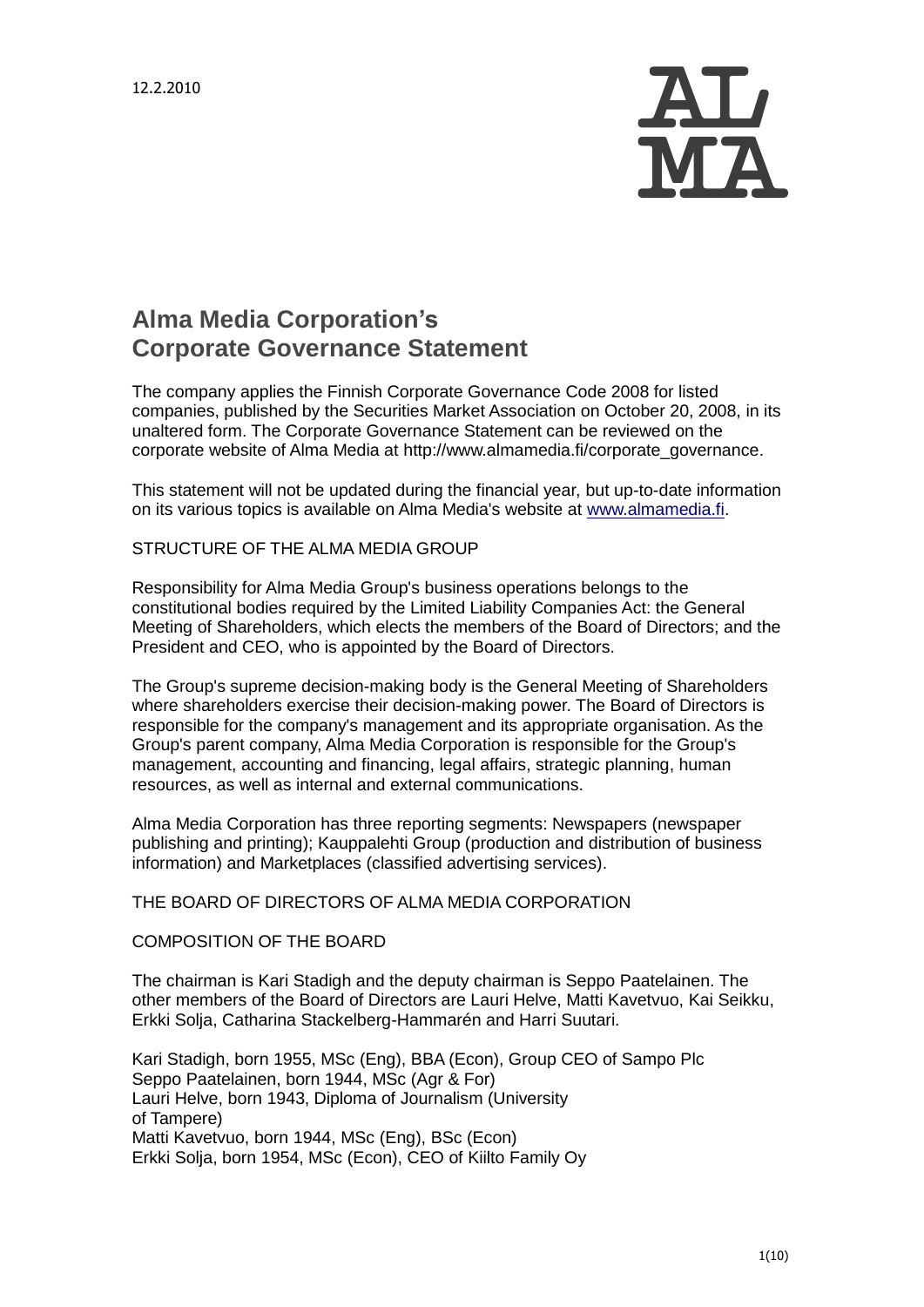12.2.2010

# Alma Media Corporation's Corporate Governance Statement

The company applies the Finnish Corporate Governance Code 2008 for listed companies, published by the Securities Market Association on October 20, 2008, in its unaltered form. The Corporate Governance Statement can be reviewed on the corporate website of Alma Media at http://www.almamedia.fi/corporate_governance.

This statement will not be updated during the financial year, but up-to-date information on its various topics is available on Alma Media's website at www.almamedia.fi.

## STRUCTURE OF THE ALMA MEDIA GROUP

Responsibility for Alma Media Group's business operations belongs to the constitutional bodies required by the Limited Liability Companies Act: the General Meeting of Shareholders, which elects the members of the Board of Directors; and the President and CEO, who is appointed by the Board of Directors.

The Group's supreme decision-making body is the General Meeting of Shareholders where shareholders exercise their decision-making power. The Board of Directors is responsible for the company's management and its appropriate organisation. As the Group's parent company, Alma Media Corporation is responsible for the Group's management, accounting and financing, legal affairs, strategic planning, human resources, as well as internal and external communications.

Alma Media Corporation has three reporting segments: Newspapers (newspaper publishing and printing); Kauppalehti Group (production and distribution of business information) and Marketplaces (classified advertising services).

## THE BOARD OF DIRECTORS OF ALMA MEDIA CORPORATION

### COMPOSITION OF THE BOARD

The chairman is Kari Stadigh and the deputy chairman is Seppo Paatelainen. The other members of the Board of Directors are Lauri Helve, Matti Kavetvuo, Kai Seikku, Erkki Solja, Catharina Stackelberg-Hammarén and Harri Suutari.

Kari Stadigh, born 1955, MSc (Eng), BBA (Econ), Group CEO of Sampo Plc
Seppo Paatelainen, born 1944, MSc (Agr & For)
Lauri Helve, born 1943, Diploma of Journalism (University of Tampere)
Matti Kavetvuo, born 1944, MSc (Eng), BSc (Econ)
Erkki Solja, born 1954, MSc (Econ), CEO of Kiilto Family Oy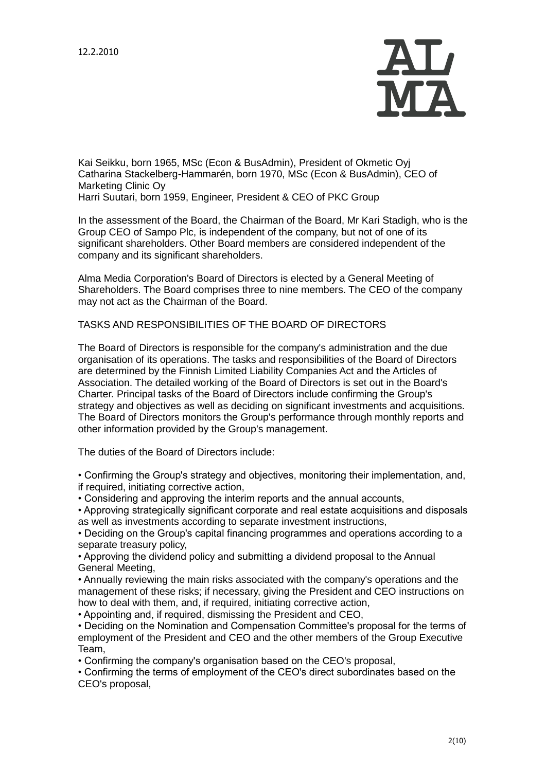Kai Seikku, born 1965, MSc (Econ & BusAdmin), President of Okmetic Oyj
Catharina Stackelberg-Hammarén, born 1970, MSc (Econ & BusAdmin), CEO of Marketing Clinic Oy
Harri Suutari, born 1959, Engineer, President & CEO of PKC Group

In the assessment of the Board, the Chairman of the Board, Mr Kari Stadigh, who is the Group CEO of Sampo Plc, is independent of the company, but not of one of its significant shareholders. Other Board members are considered independent of the company and its significant shareholders.

Alma Media Corporation's Board of Directors is elected by a General Meeting of Shareholders. The Board comprises three to nine members. The CEO of the company may not act as the Chairman of the Board.

## TASKS AND RESPONSIBILITIES OF THE BOARD OF DIRECTORS

The Board of Directors is responsible for the company's administration and the due organisation of its operations. The tasks and responsibilities of the Board of Directors are determined by the Finnish Limited Liability Companies Act and the Articles of Association. The detailed working of the Board of Directors is set out in the Board's Charter. Principal tasks of the Board of Directors include confirming the Group's strategy and objectives as well as deciding on significant investments and acquisitions. The Board of Directors monitors the Group's performance through monthly reports and other information provided by the Group's management.

The duties of the Board of Directors include:

- Confirming the Group's strategy and objectives, monitoring their implementation, and, if required, initiating corrective action,
- Considering and approving the interim reports and the annual accounts,
- Approving strategically significant corporate and real estate acquisitions and disposals as well as investments according to separate investment instructions,
- Deciding on the Group's capital financing programmes and operations according to a separate treasury policy,
- Approving the dividend policy and submitting a dividend proposal to the Annual General Meeting,
- Annually reviewing the main risks associated with the company's operations and the management of these risks; if necessary, giving the President and CEO instructions on how to deal with them, and, if required, initiating corrective action,
- Appointing and, if required, dismissing the President and CEO,
- Deciding on the Nomination and Compensation Committee's proposal for the terms of employment of the President and CEO and the other members of the Group Executive Team,
- Confirming the company's organisation based on the CEO's proposal,
- Confirming the terms of employment of the CEO's direct subordinates based on the CEO's proposal,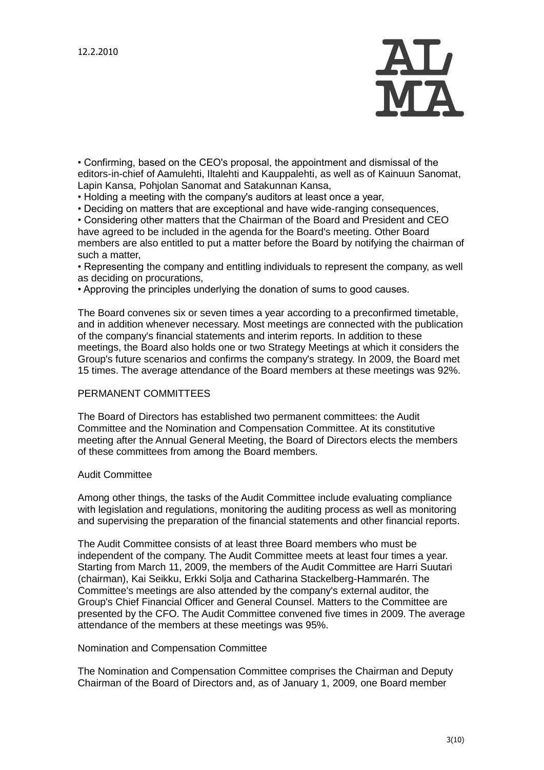• Confirming, based on the CEO's proposal, the appointment and dismissal of the editors-in-chief of Aamulehti, Iltalehti and Kauppalehti, as well as of Kainuun Sanomat, Lapin Kansa, Pohjolan Sanomat and Satakunnan Kansa,
• Holding a meeting with the company's auditors at least once a year,
• Deciding on matters that are exceptional and have wide-ranging consequences,
• Considering other matters that the Chairman of the Board and President and CEO have agreed to be included in the agenda for the Board's meeting. Other Board members are also entitled to put a matter before the Board by notifying the chairman of such a matter,
• Representing the company and entitling individuals to represent the company, as well as deciding on procurations,
• Approving the principles underlying the donation of sums to good causes.

The Board convenes six or seven times a year according to a preconfirmed timetable, and in addition whenever necessary. Most meetings are connected with the publication of the company's financial statements and interim reports. In addition to these meetings, the Board also holds one or two Strategy Meetings at which it considers the Group's future scenarios and confirms the company's strategy. In 2009, the Board met 15 times. The average attendance of the Board members at these meetings was 92%.

## PERMANENT COMMITTEES

The Board of Directors has established two permanent committees: the Audit Committee and the Nomination and Compensation Committee. At its constitutive meeting after the Annual General Meeting, the Board of Directors elects the members of these committees from among the Board members.

### Audit Committee

Among other things, the tasks of the Audit Committee include evaluating compliance with legislation and regulations, monitoring the auditing process as well as monitoring and supervising the preparation of the financial statements and other financial reports.

The Audit Committee consists of at least three Board members who must be independent of the company. The Audit Committee meets at least four times a year. Starting from March 11, 2009, the members of the Audit Committee are Harri Suutari (chairman), Kai Seikku, Erkki Solja and Catharina Stackelberg-Hammarén. The Committee's meetings are also attended by the company's external auditor, the Group's Chief Financial Officer and General Counsel. Matters to the Committee are presented by the CFO. The Audit Committee convened five times in 2009. The average attendance of the members at these meetings was 95%.

### Nomination and Compensation Committee

The Nomination and Compensation Committee comprises the Chairman and Deputy Chairman of the Board of Directors and, as of January 1, 2009, one Board member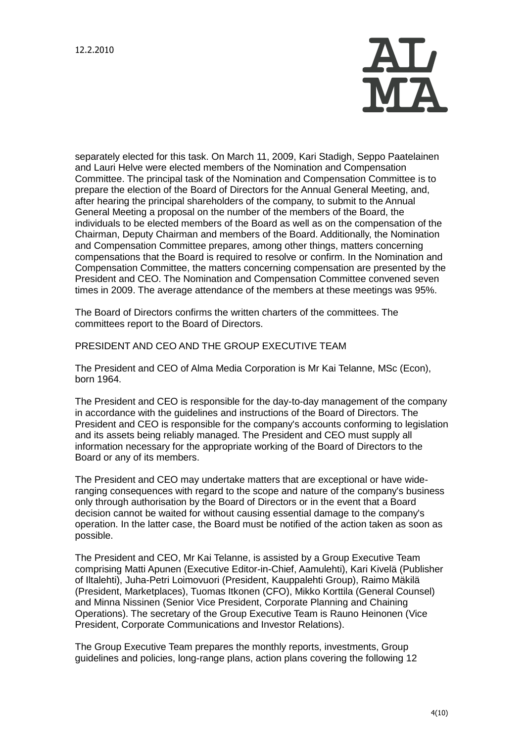separately elected for this task. On March 11, 2009, Kari Stadigh, Seppo Paatelainen and Lauri Helve were elected members of the Nomination and Compensation Committee. The principal task of the Nomination and Compensation Committee is to prepare the election of the Board of Directors for the Annual General Meeting, and, after hearing the principal shareholders of the company, to submit to the Annual General Meeting a proposal on the number of the members of the Board, the individuals to be elected members of the Board as well as on the compensation of the Chairman, Deputy Chairman and members of the Board. Additionally, the Nomination and Compensation Committee prepares, among other things, matters concerning compensations that the Board is required to resolve or confirm. In the Nomination and Compensation Committee, the matters concerning compensation are presented by the President and CEO. The Nomination and Compensation Committee convened seven times in 2009. The average attendance of the members at these meetings was 95%.

The Board of Directors confirms the written charters of the committees. The committees report to the Board of Directors.

## PRESIDENT AND CEO AND THE GROUP EXECUTIVE TEAM

The President and CEO of Alma Media Corporation is Mr Kai Telanne, MSc (Econ), born 1964.

The President and CEO is responsible for the day-to-day management of the company in accordance with the guidelines and instructions of the Board of Directors. The President and CEO is responsible for the company's accounts conforming to legislation and its assets being reliably managed. The President and CEO must supply all information necessary for the appropriate working of the Board of Directors to the Board or any of its members.

The President and CEO may undertake matters that are exceptional or have wide-ranging consequences with regard to the scope and nature of the company's business only through authorisation by the Board of Directors or in the event that a Board decision cannot be waited for without causing essential damage to the company's operation. In the latter case, the Board must be notified of the action taken as soon as possible.

The President and CEO, Mr Kai Telanne, is assisted by a Group Executive Team comprising Matti Apunen (Executive Editor-in-Chief, Aamulehti), Kari Kivelä (Publisher of Iltalehti), Juha-Petri Loimovuori (President, Kauppalehti Group), Raimo Mäkilä (President, Marketplaces), Tuomas Itkonen (CFO), Mikko Korttila (General Counsel) and Minna Nissinen (Senior Vice President, Corporate Planning and Chaining Operations). The secretary of the Group Executive Team is Rauno Heinonen (Vice President, Corporate Communications and Investor Relations).

The Group Executive Team prepares the monthly reports, investments, Group guidelines and policies, long-range plans, action plans covering the following 12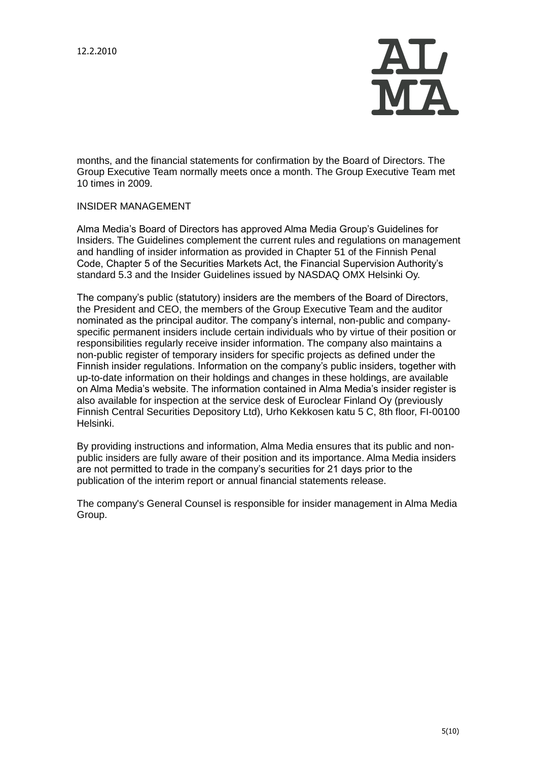months, and the financial statements for confirmation by the Board of Directors. The Group Executive Team normally meets once a month. The Group Executive Team met 10 times in 2009.

## INSIDER MANAGEMENT

Alma Media's Board of Directors has approved Alma Media Group's Guidelines for Insiders. The Guidelines complement the current rules and regulations on management and handling of insider information as provided in Chapter 51 of the Finnish Penal Code, Chapter 5 of the Securities Markets Act, the Financial Supervision Authority's standard 5.3 and the Insider Guidelines issued by NASDAQ OMX Helsinki Oy.

The company's public (statutory) insiders are the members of the Board of Directors, the President and CEO, the members of the Group Executive Team and the auditor nominated as the principal auditor. The company's internal, non-public and company-specific permanent insiders include certain individuals who by virtue of their position or responsibilities regularly receive insider information. The company also maintains a non-public register of temporary insiders for specific projects as defined under the Finnish insider regulations. Information on the company's public insiders, together with up-to-date information on their holdings and changes in these holdings, are available on Alma Media's website. The information contained in Alma Media's insider register is also available for inspection at the service desk of Euroclear Finland Oy (previously Finnish Central Securities Depository Ltd), Urho Kekkosen katu 5 C, 8th floor, FI-00100 Helsinki.

By providing instructions and information, Alma Media ensures that its public and non-public insiders are fully aware of their position and its importance. Alma Media insiders are not permitted to trade in the company's securities for 21 days prior to the publication of the interim report or annual financial statements release.

The company's General Counsel is responsible for insider management in Alma Media Group.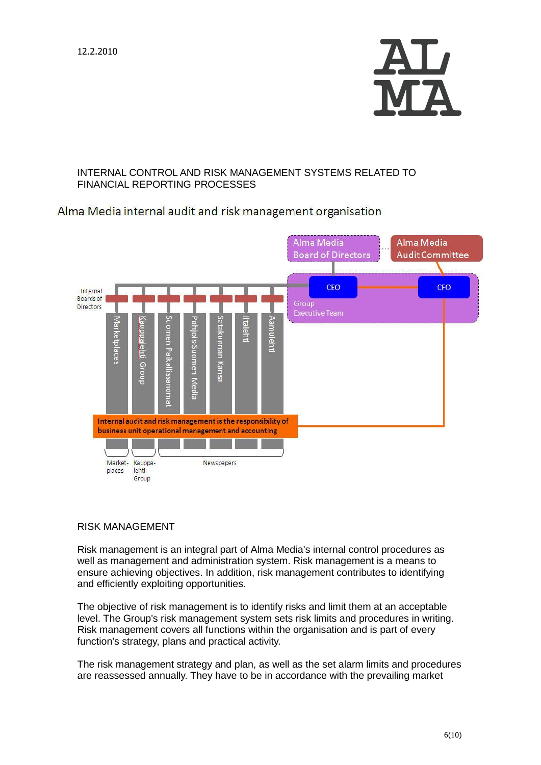12.2.2010

INTERNAL CONTROL AND RISK MANAGEMENT SYSTEMS RELATED TO FINANCIAL REPORTING PROCESSES

## Alma Media internal audit and risk management organisation

Alma Media Board of Directors

Alma Media Audit Committee

CEO

CFO

Group Executive Team

Internal Boards of Directors

Marketplaces

Kauppalehti Group

Suomen Paikallissanomat

Pohjois-Suomen Media

Satakunnan Kansa

Iltalehti

Aamulehti

Internal audit and risk management is the responsibility of business unit operational management and accounting

Market- places

Kauppa- lehti Group

Newspapers

## RISK MANAGEMENT

Risk management is an integral part of Alma Media's internal control procedures as well as management and administration system. Risk management is a means to ensure achieving objectives. In addition, risk management contributes to identifying and efficiently exploiting opportunities.

The objective of risk management is to identify risks and limit them at an acceptable level. The Group's risk management system sets risk limits and procedures in writing. Risk management covers all functions within the organisation and is part of every function's strategy, plans and practical activity.

The risk management strategy and plan, as well as the set alarm limits and procedures are reassessed annually. They have to be in accordance with the prevailing market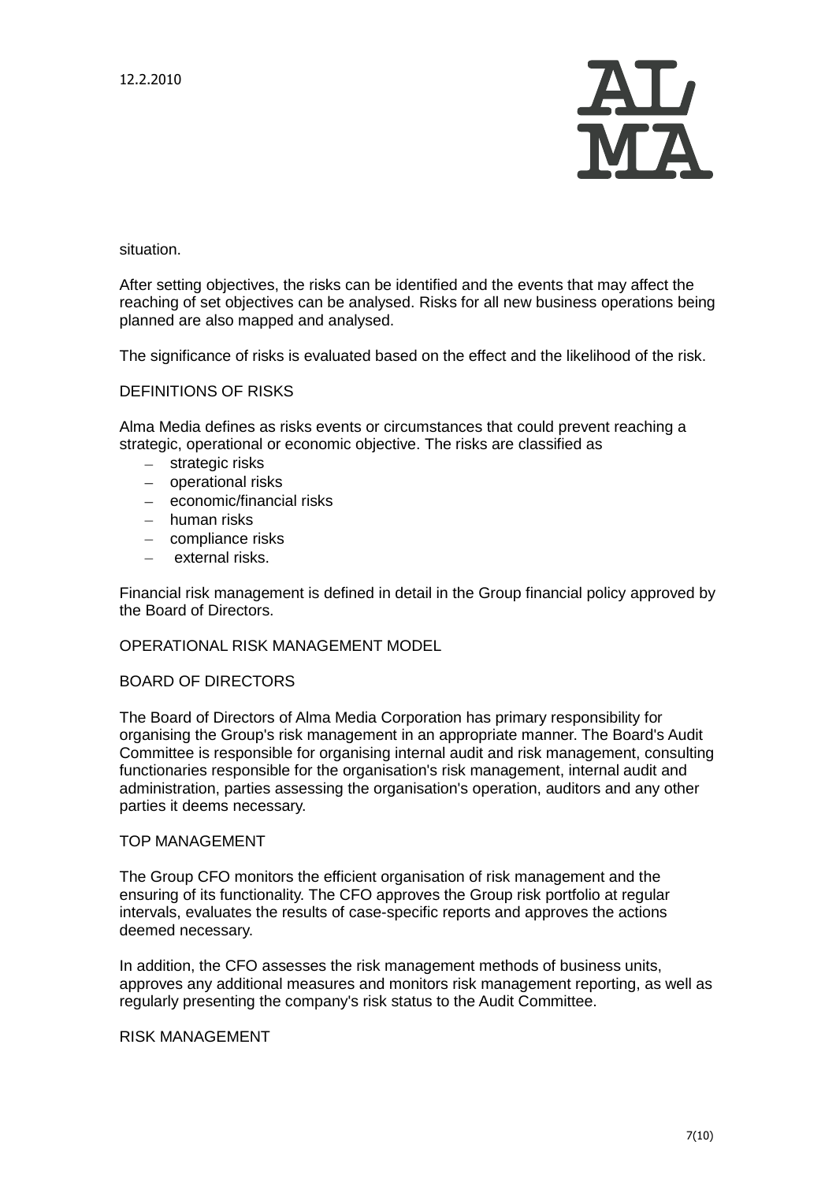situation.

After setting objectives, the risks can be identified and the events that may affect the reaching of set objectives can be analysed. Risks for all new business operations being planned are also mapped and analysed.

The significance of risks is evaluated based on the effect and the likelihood of the risk.

## DEFINITIONS OF RISKS

Alma Media defines as risks events or circumstances that could prevent reaching a strategic, operational or economic objective. The risks are classified as

- strategic risks
- operational risks
- economic/financial risks
- human risks
- compliance risks
- external risks.

Financial risk management is defined in detail in the Group financial policy approved by the Board of Directors.

## OPERATIONAL RISK MANAGEMENT MODEL

### BOARD OF DIRECTORS

The Board of Directors of Alma Media Corporation has primary responsibility for organising the Group's risk management in an appropriate manner. The Board's Audit Committee is responsible for organising internal audit and risk management, consulting functionaries responsible for the organisation's risk management, internal audit and administration, parties assessing the organisation's operation, auditors and any other parties it deems necessary.

### TOP MANAGEMENT

The Group CFO monitors the efficient organisation of risk management and the ensuring of its functionality. The CFO approves the Group risk portfolio at regular intervals, evaluates the results of case-specific reports and approves the actions deemed necessary.

In addition, the CFO assesses the risk management methods of business units, approves any additional measures and monitors risk management reporting, as well as regularly presenting the company's risk status to the Audit Committee.

### RISK MANAGEMENT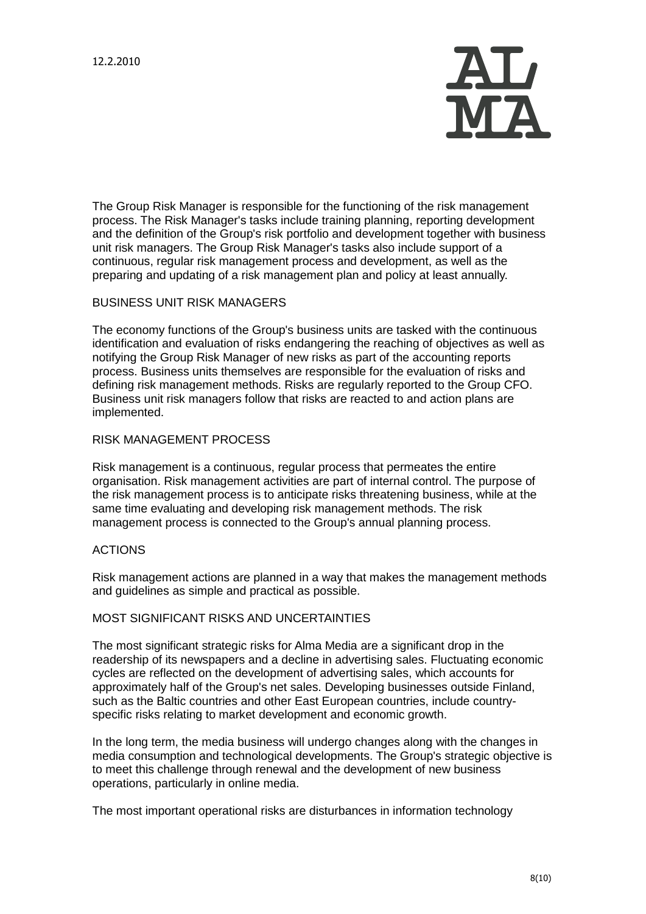The Group Risk Manager is responsible for the functioning of the risk management process. The Risk Manager's tasks include training planning, reporting development and the definition of the Group's risk portfolio and development together with business unit risk managers. The Group Risk Manager's tasks also include support of a continuous, regular risk management process and development, as well as the preparing and updating of a risk management plan and policy at least annually.

## BUSINESS UNIT RISK MANAGERS

The economy functions of the Group's business units are tasked with the continuous identification and evaluation of risks endangering the reaching of objectives as well as notifying the Group Risk Manager of new risks as part of the accounting reports process. Business units themselves are responsible for the evaluation of risks and defining risk management methods. Risks are regularly reported to the Group CFO. Business unit risk managers follow that risks are reacted to and action plans are implemented.

## RISK MANAGEMENT PROCESS

Risk management is a continuous, regular process that permeates the entire organisation. Risk management activities are part of internal control. The purpose of the risk management process is to anticipate risks threatening business, while at the same time evaluating and developing risk management methods. The risk management process is connected to the Group's annual planning process.

## ACTIONS

Risk management actions are planned in a way that makes the management methods and guidelines as simple and practical as possible.

## MOST SIGNIFICANT RISKS AND UNCERTAINTIES

The most significant strategic risks for Alma Media are a significant drop in the readership of its newspapers and a decline in advertising sales. Fluctuating economic cycles are reflected on the development of advertising sales, which accounts for approximately half of the Group's net sales. Developing businesses outside Finland, such as the Baltic countries and other East European countries, include country-specific risks relating to market development and economic growth.

In the long term, the media business will undergo changes along with the changes in media consumption and technological developments. The Group's strategic objective is to meet this challenge through renewal and the development of new business operations, particularly in online media.

The most important operational risks are disturbances in information technology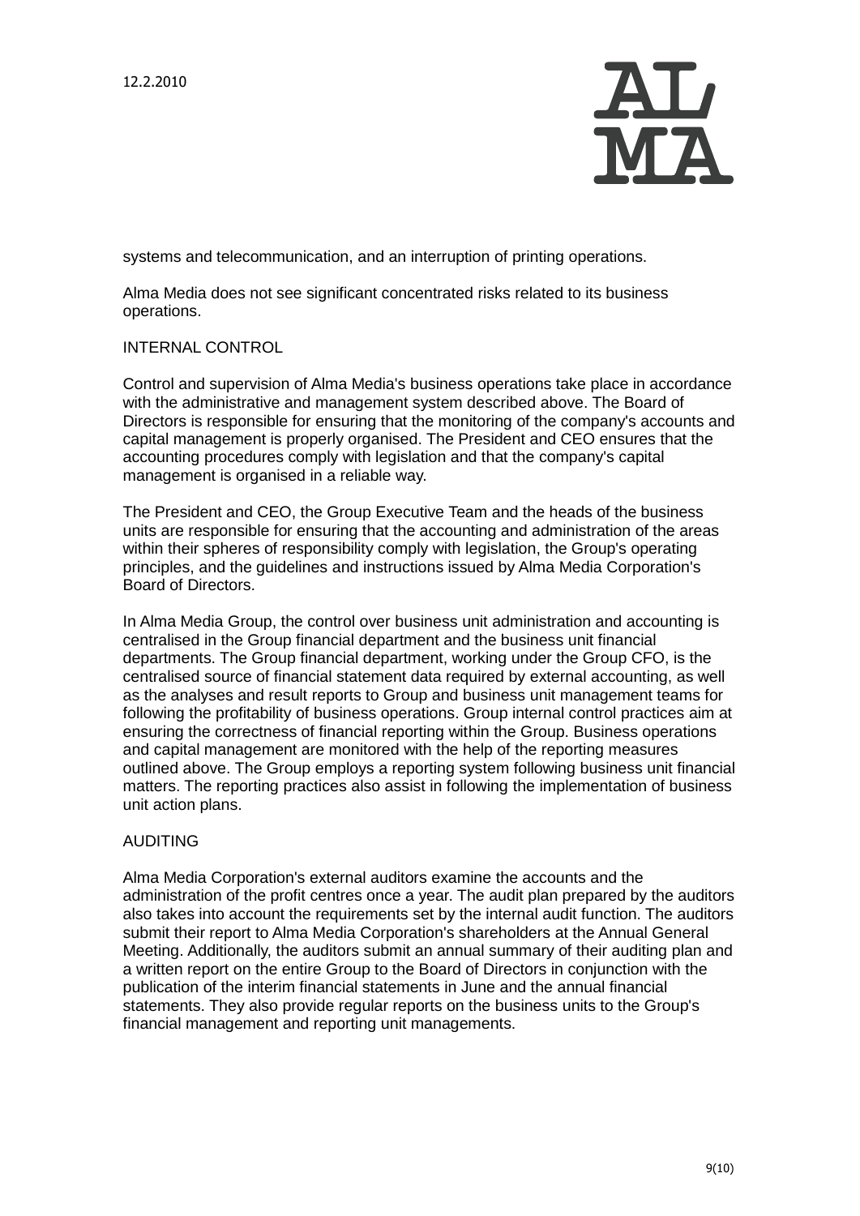systems and telecommunication, and an interruption of printing operations.

Alma Media does not see significant concentrated risks related to its business operations.

## INTERNAL CONTROL

Control and supervision of Alma Media's business operations take place in accordance with the administrative and management system described above. The Board of Directors is responsible for ensuring that the monitoring of the company's accounts and capital management is properly organised. The President and CEO ensures that the accounting procedures comply with legislation and that the company's capital management is organised in a reliable way.

The President and CEO, the Group Executive Team and the heads of the business units are responsible for ensuring that the accounting and administration of the areas within their spheres of responsibility comply with legislation, the Group's operating principles, and the guidelines and instructions issued by Alma Media Corporation's Board of Directors.

In Alma Media Group, the control over business unit administration and accounting is centralised in the Group financial department and the business unit financial departments. The Group financial department, working under the Group CFO, is the centralised source of financial statement data required by external accounting, as well as the analyses and result reports to Group and business unit management teams for following the profitability of business operations. Group internal control practices aim at ensuring the correctness of financial reporting within the Group. Business operations and capital management are monitored with the help of the reporting measures outlined above. The Group employs a reporting system following business unit financial matters. The reporting practices also assist in following the implementation of business unit action plans.

## AUDITING

Alma Media Corporation's external auditors examine the accounts and the administration of the profit centres once a year. The audit plan prepared by the auditors also takes into account the requirements set by the internal audit function. The auditors submit their report to Alma Media Corporation's shareholders at the Annual General Meeting. Additionally, the auditors submit an annual summary of their auditing plan and a written report on the entire Group to the Board of Directors in conjunction with the publication of the interim financial statements in June and the annual financial statements. They also provide regular reports on the business units to the Group's financial management and reporting unit managements.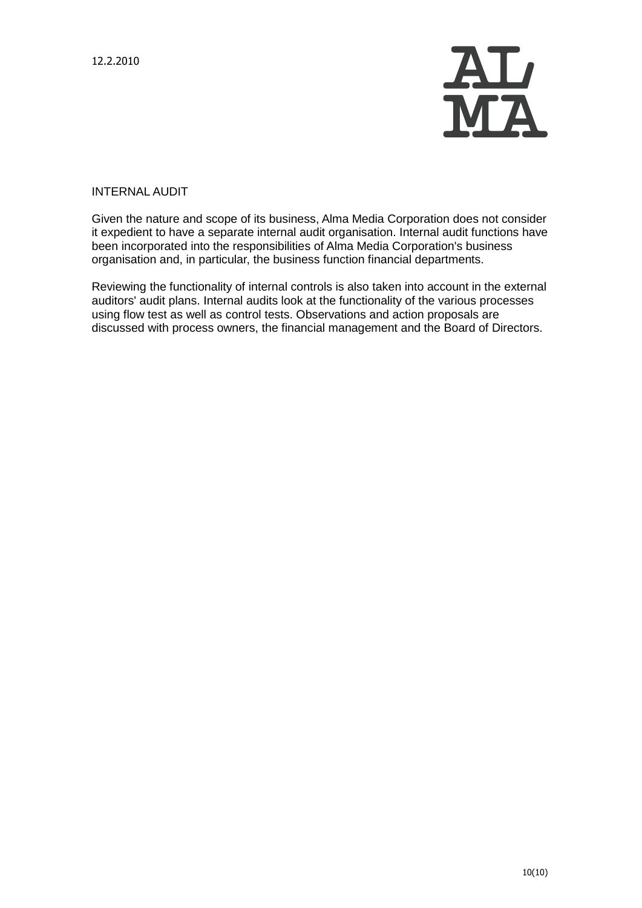## INTERNAL AUDIT

Given the nature and scope of its business, Alma Media Corporation does not consider it expedient to have a separate internal audit organisation. Internal audit functions have been incorporated into the responsibilities of Alma Media Corporation's business organisation and, in particular, the business function financial departments.

Reviewing the functionality of internal controls is also taken into account in the external auditors' audit plans. Internal audits look at the functionality of the various processes using flow test as well as control tests. Observations and action proposals are discussed with process owners, the financial management and the Board of Directors.